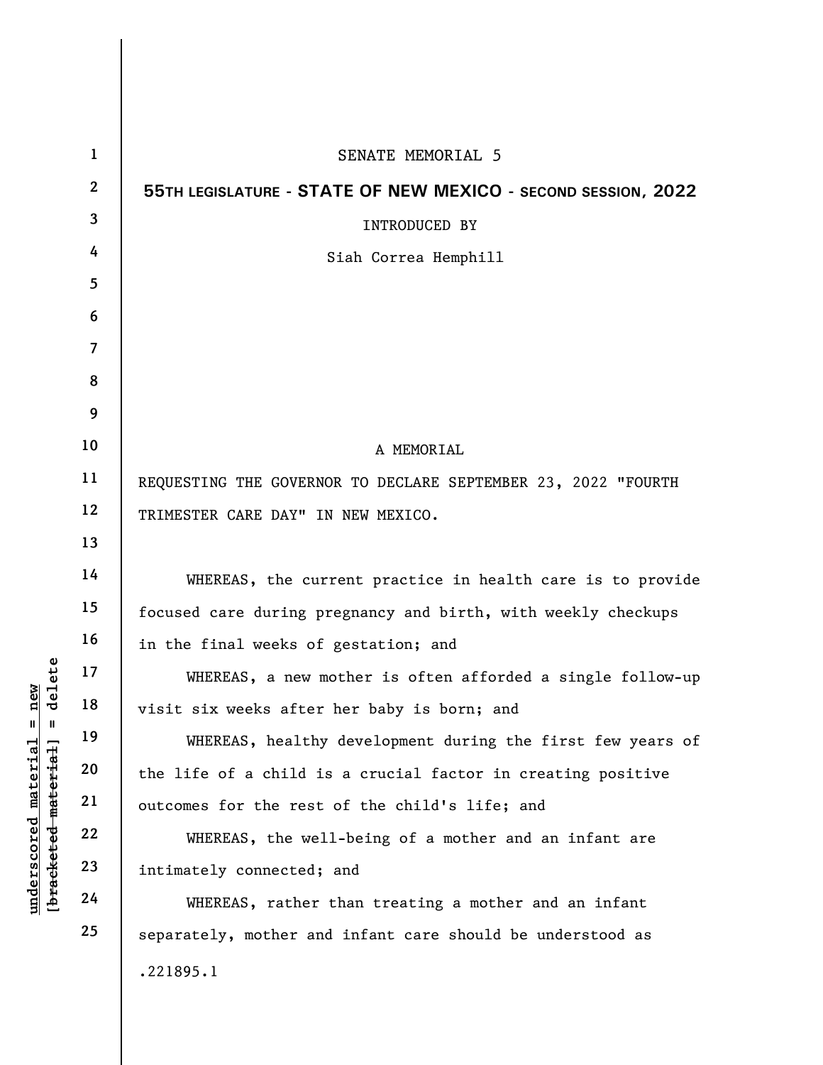SENATE MEMORIAL 5

**55TH LEGISLATURE - STATE OF NEW MEXICO - SECOND SESSION, 2022**

INTRODUCED BY

Siah Correa Hemphill

A MEMORIAL

REQUESTING THE GOVERNOR TO DECLARE SEPTEMBER 23, 2022 "FOURTH TRIMESTER CARE DAY" IN NEW MEXICO.

WHEREAS, the current practice in health care is to provide focused care during pregnancy and birth, with weekly checkups in the final weeks of gestation; and

WHEREAS, a new mother is often afforded a single follow-up visit six weeks after her baby is born; and

WHEREAS, healthy development during the first few years of the life of a child is a crucial factor in creating positive outcomes for the rest of the child's life; and

WHEREAS, the well-being of a mother and an infant are intimately connected; and

WHEREAS, rather than treating a mother and an infant separately, mother and infant care should be understood as

.221895.1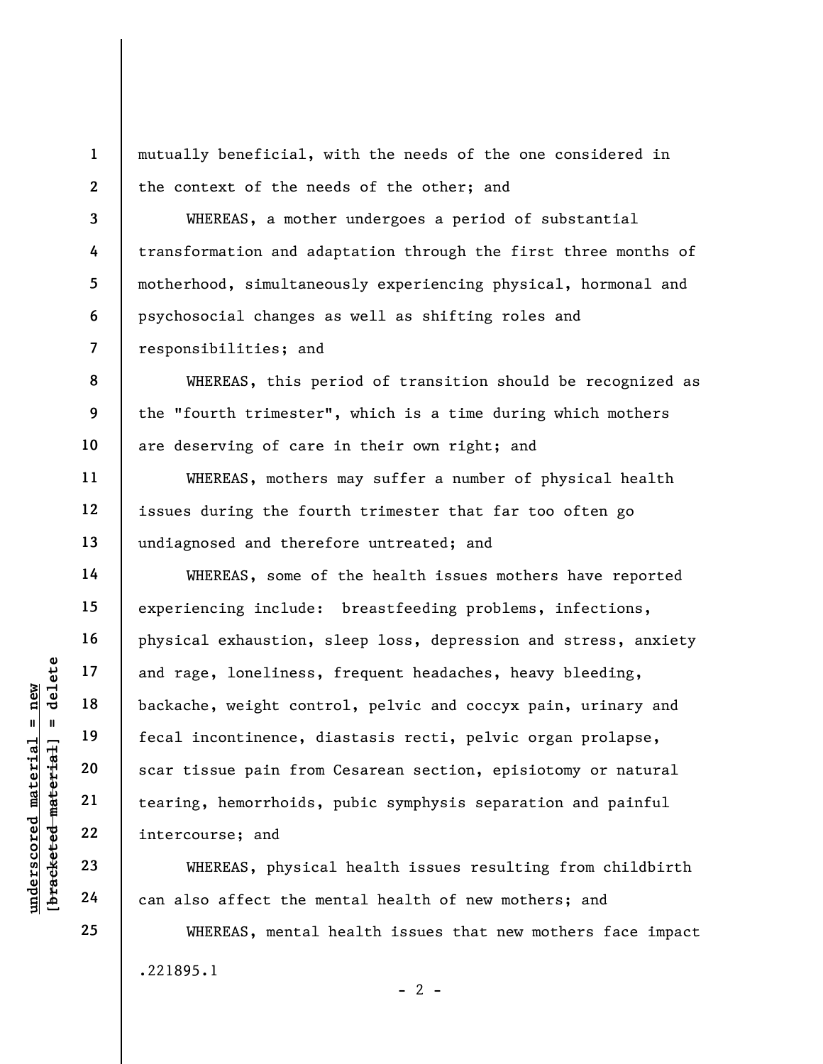mutually beneficial, with the needs of the one considered in the context of the needs of the other; and

WHEREAS, a mother undergoes a period of substantial transformation and adaptation through the first three months of motherhood, simultaneously experiencing physical, hormonal and psychosocial changes as well as shifting roles and responsibilities; and

WHEREAS, this period of transition should be recognized as the "fourth trimester", which is a time during which mothers are deserving of care in their own right; and

WHEREAS, mothers may suffer a number of physical health issues during the fourth trimester that far too often go undiagnosed and therefore untreated; and

WHEREAS, some of the health issues mothers have reported experiencing include: breastfeeding problems, infections, physical exhaustion, sleep loss, depression and stress, anxiety and rage, loneliness, frequent headaches, heavy bleeding, backache, weight control, pelvic and coccyx pain, urinary and fecal incontinence, diastasis recti, pelvic organ prolapse, scar tissue pain from Cesarean section, episiotomy or natural tearing, hemorrhoids, pubic symphysis separation and painful intercourse; and

WHEREAS, physical health issues resulting from childbirth can also affect the mental health of new mothers; and

WHEREAS, mental health issues that new mothers face impact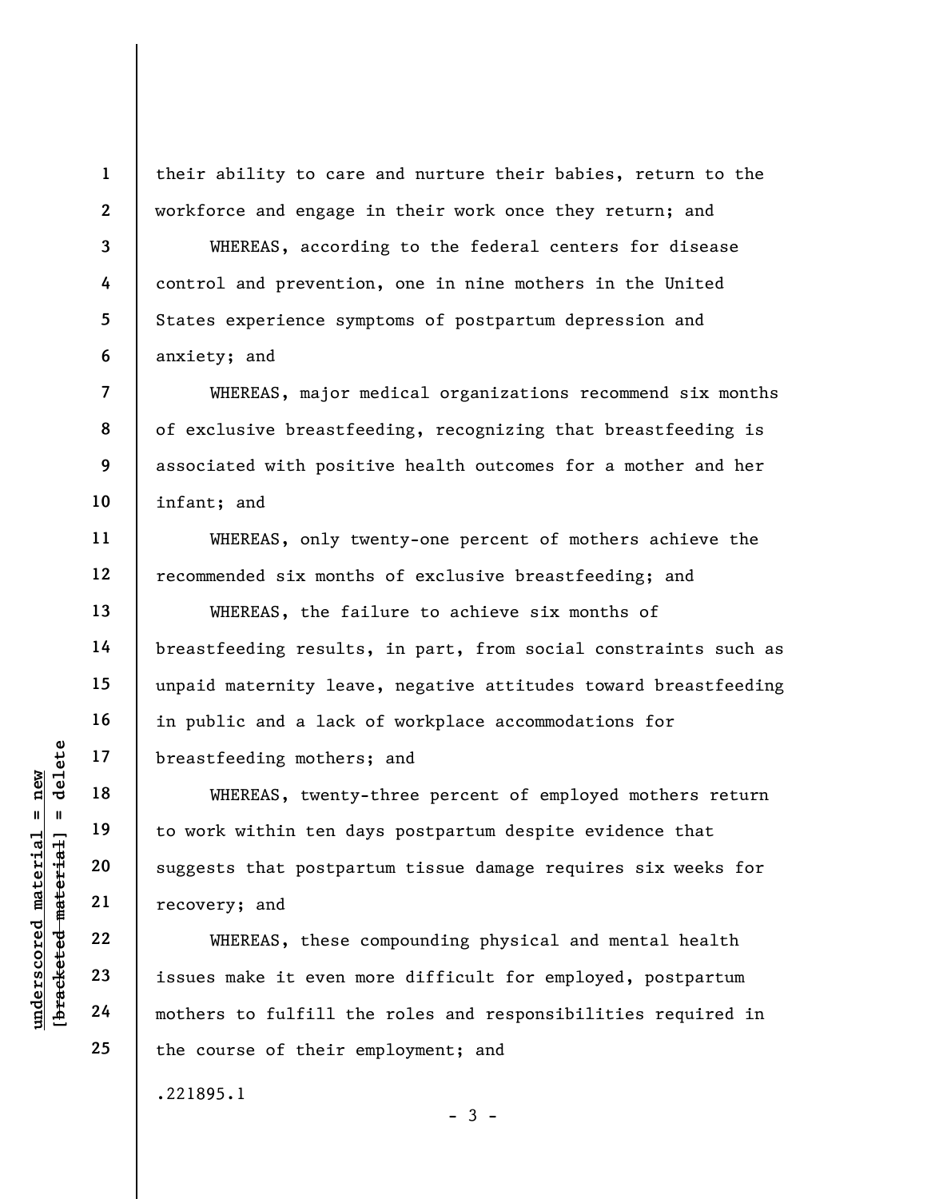their ability to care and nurture their babies, return to the workforce and engage in their work once they return; and

WHEREAS, according to the federal centers for disease control and prevention, one in nine mothers in the United States experience symptoms of postpartum depression and anxiety; and

WHEREAS, major medical organizations recommend six months of exclusive breastfeeding, recognizing that breastfeeding is associated with positive health outcomes for a mother and her infant; and

WHEREAS, only twenty-one percent of mothers achieve the recommended six months of exclusive breastfeeding; and

WHEREAS, the failure to achieve six months of breastfeeding results, in part, from social constraints such as unpaid maternity leave, negative attitudes toward breastfeeding in public and a lack of workplace accommodations for breastfeeding mothers; and

WHEREAS, twenty-three percent of employed mothers return to work within ten days postpartum despite evidence that suggests that postpartum tissue damage requires six weeks for recovery; and

WHEREAS, these compounding physical and mental health issues make it even more difficult for employed, postpartum mothers to fulfill the roles and responsibilities required in the course of their employment; and

.221895.1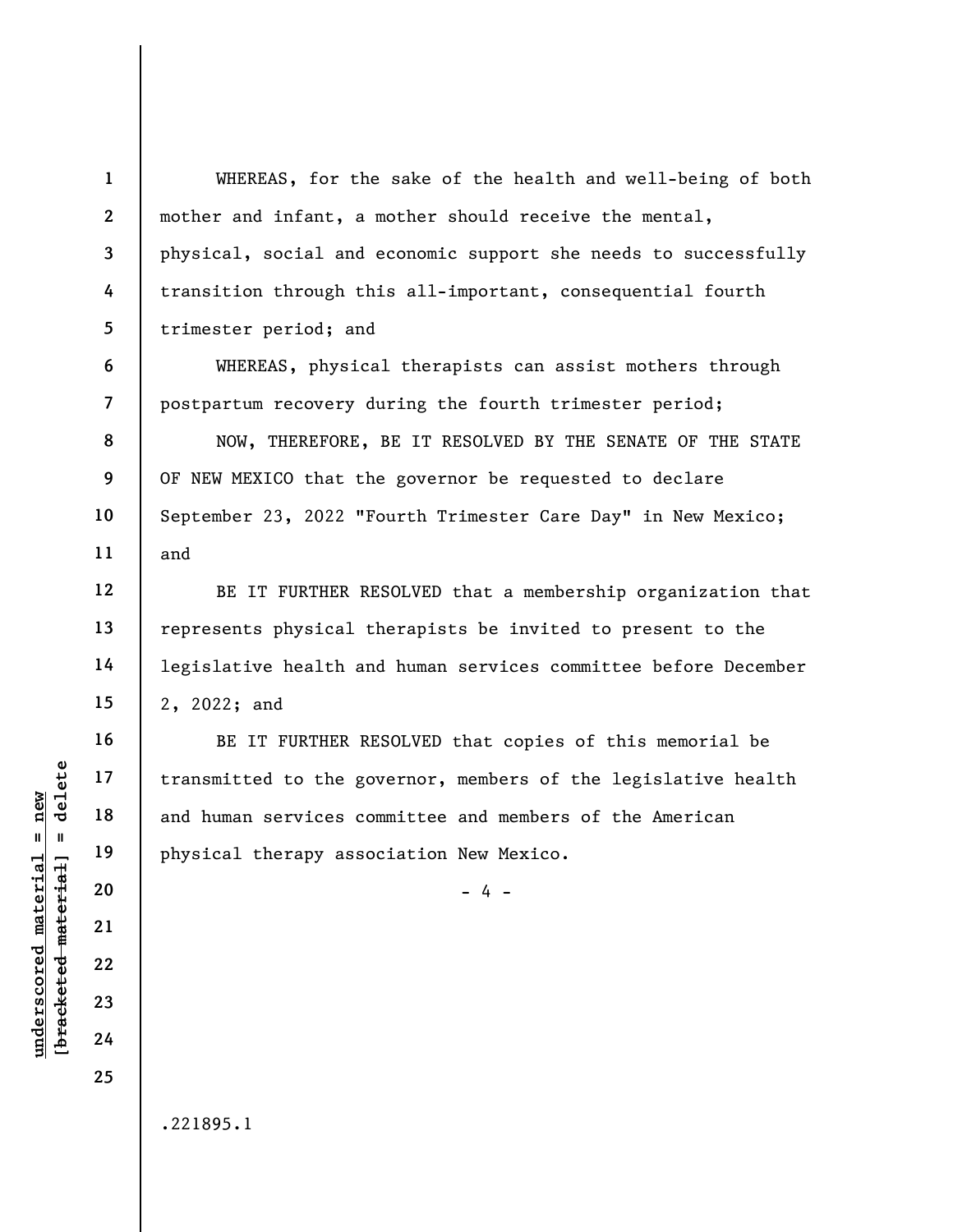WHEREAS, for the sake of the health and well-being of both mother and infant, a mother should receive the mental, physical, social and economic support she needs to successfully transition through this all-important, consequential fourth trimester period; and

WHEREAS, physical therapists can assist mothers through postpartum recovery during the fourth trimester period;

NOW, THEREFORE, BE IT RESOLVED BY THE SENATE OF THE STATE OF NEW MEXICO that the governor be requested to declare September 23, 2022 "Fourth Trimester Care Day" in New Mexico; and

BE IT FURTHER RESOLVED that a membership organization that represents physical therapists be invited to present to the legislative health and human services committee before December 2, 2022; and

BE IT FURTHER RESOLVED that copies of this memorial be transmitted to the governor, members of the legislative health and human services committee and members of the American physical therapy association New Mexico.

.221895.1